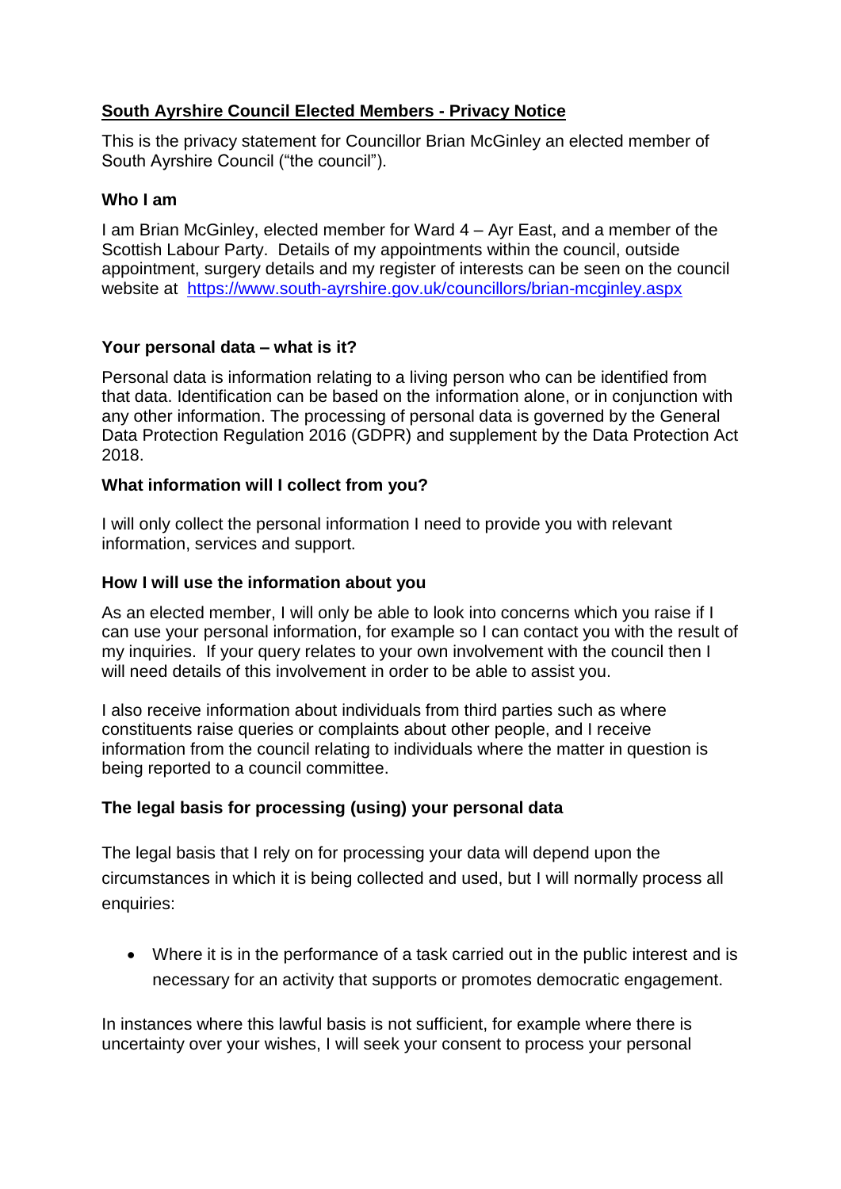## South Ayrshire Council Elected Members - Privacy Notice

This is the privacy statement for Councillor Brian McGinley an elected member of South Ayrshire Council ("the council").

### Who I am

I am Brian McGinley, elected member for Ward 4 – Ayr East, and a member of the Scottish Labour Party. Details of my appointments within the council, outside appointment, surgery details and my register of interests can be seen on the council website at [https://www.south-ayrshire.gov.uk/councillors/brian-mcginley.aspx](https://www.south-ayrshire.gov.uk/councillors/brian-mcginley.aspx)

### Your personal data – what is it?

Personal data is information relating to a living person who can be identified from that data. Identification can be based on the information alone, or in conjunction with any other information. The processing of personal data is governed by the General Data Protection Regulation 2016 (GDPR) and supplement by the Data Protection Act 2018.

### What information will I collect from you?

I will only collect the personal information I need to provide you with relevant information, services and support.

### How I will use the information about you

As an elected member, I will only be able to look into concerns which you raise if I can use your personal information, for example so I can contact you with the result of my inquiries. If your query relates to your own involvement with the council then I will need details of this involvement in order to be able to assist you.

I also receive information about individuals from third parties such as where constituents raise queries or complaints about other people, and I receive information from the council relating to individuals where the matter in question is being reported to a council committee.

### The legal basis for processing (using) your personal data

The legal basis that I rely on for processing your data will depend upon the circumstances in which it is being collected and used, but I will normally process all enquiries:

- Where it is in the performance of a task carried out in the public interest and is necessary for an activity that supports or promotes democratic engagement.

In instances where this lawful basis is not sufficient, for example where there is uncertainty over your wishes, I will seek your consent to process your personal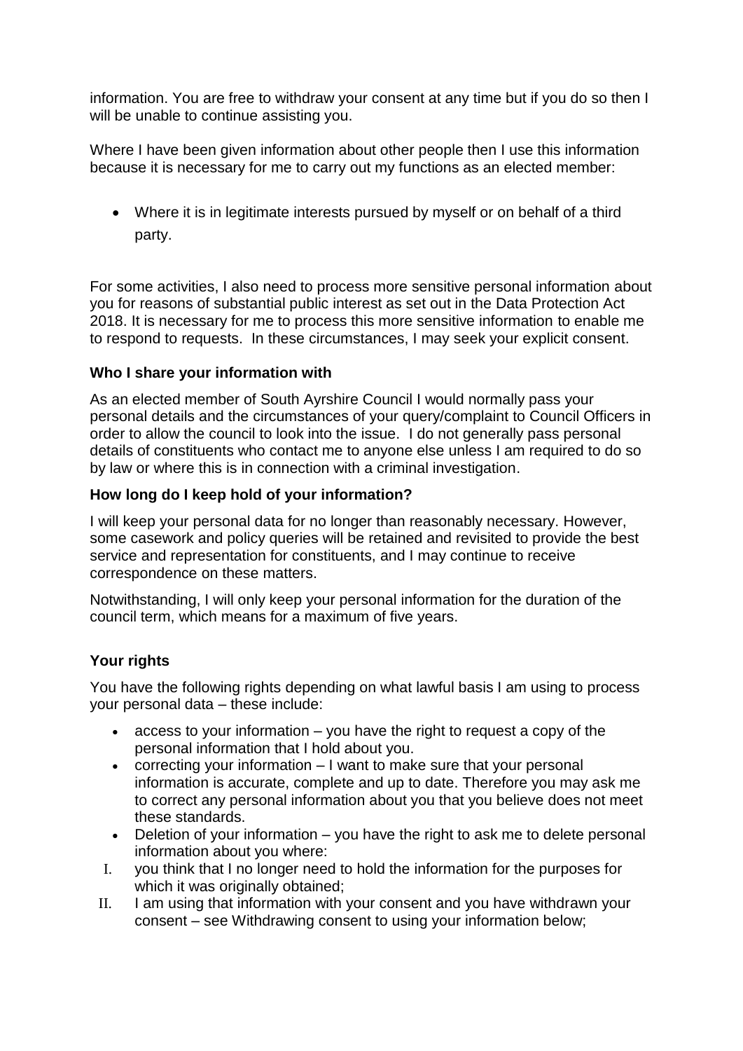information. You are free to withdraw your consent at any time but if you do so then I will be unable to continue assisting you.

Where I have been given information about other people then I use this information because it is necessary for me to carry out my functions as an elected member:

- Where it is in legitimate interests pursued by myself or on behalf of a third party.

For some activities, I also need to process more sensitive personal information about you for reasons of substantial public interest as set out in the Data Protection Act 2018. It is necessary for me to process this more sensitive information to enable me to respond to requests. In these circumstances, I may seek your explicit consent.

**Who I share your information with**

As an elected member of South Ayrshire Council I would normally pass your personal details and the circumstances of your query/complaint to Council Officers in order to allow the council to look into the issue. I do not generally pass personal details of constituents who contact me to anyone else unless I am required to do so by law or where this is in connection with a criminal investigation.

**How long do I keep hold of your information?**

I will keep your personal data for no longer than reasonably necessary. However, some casework and policy queries will be retained and revisited to provide the best service and representation for constituents, and I may continue to receive correspondence on these matters.

Notwithstanding, I will only keep your personal information for the duration of the council term, which means for a maximum of five years.

**Your rights**

You have the following rights depending on what lawful basis I am using to process your personal data – these include:

- access to your information – you have the right to request a copy of the personal information that I hold about you.
- correcting your information – I want to make sure that your personal information is accurate, complete and up to date. Therefore you may ask me to correct any personal information about you that you believe does not meet these standards.
- Deletion of your information – you have the right to ask me to delete personal information about you where:

I. you think that I no longer need to hold the information for the purposes for which it was originally obtained;
II. I am using that information with your consent and you have withdrawn your consent – see Withdrawing consent to using your information below;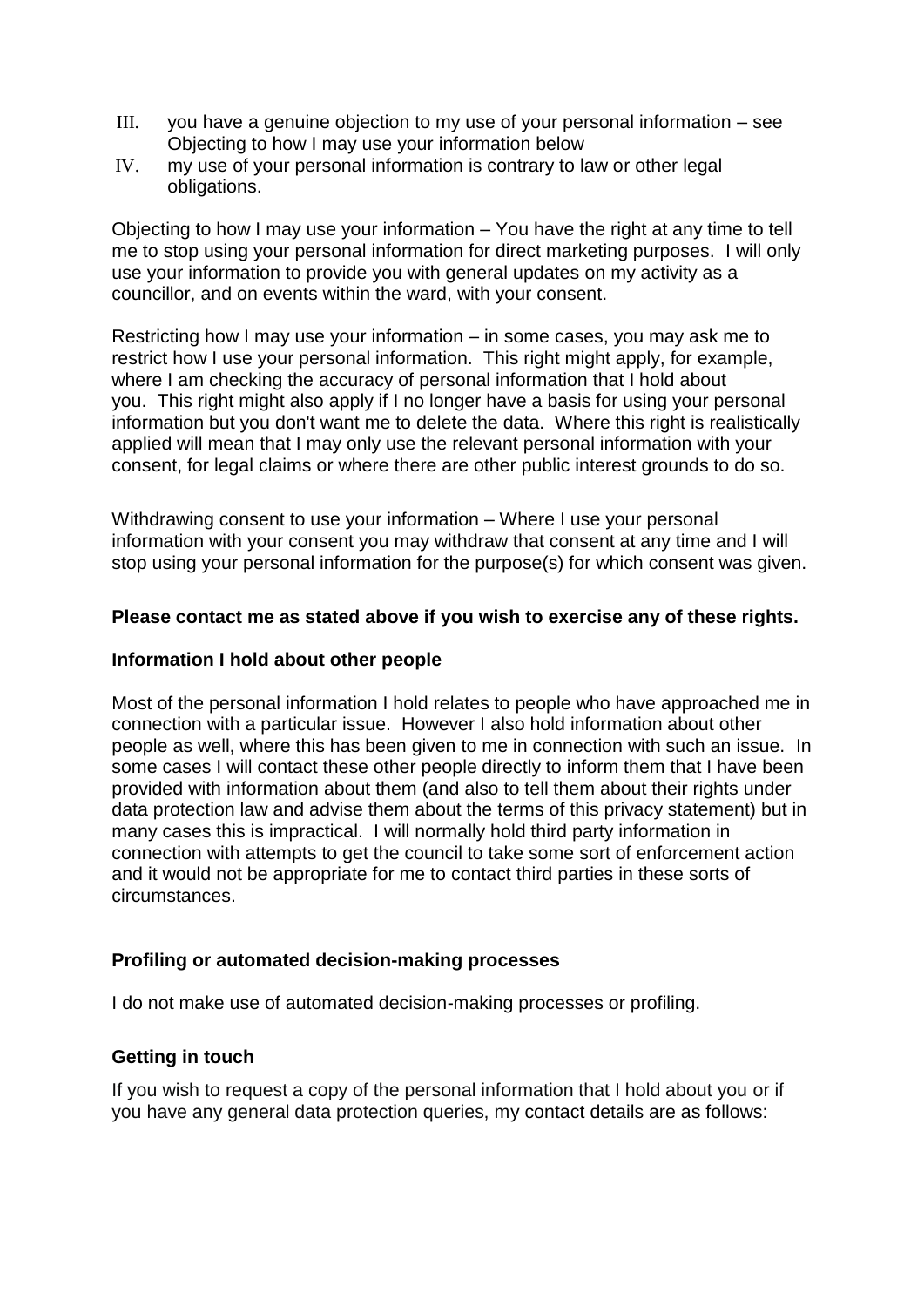III. you have a genuine objection to my use of your personal information – see Objecting to how I may use your information below
IV. my use of your personal information is contrary to law or other legal obligations.

Objecting to how I may use your information – You have the right at any time to tell me to stop using your personal information for direct marketing purposes. I will only use your information to provide you with general updates on my activity as a councillor, and on events within the ward, with your consent.

Restricting how I may use your information – in some cases, you may ask me to restrict how I use your personal information. This right might apply, for example, where I am checking the accuracy of personal information that I hold about you. This right might also apply if I no longer have a basis for using your personal information but you don't want me to delete the data. Where this right is realistically applied will mean that I may only use the relevant personal information with your consent, for legal claims or where there are other public interest grounds to do so.

Withdrawing consent to use your information – Where I use your personal information with your consent you may withdraw that consent at any time and I will stop using your personal information for the purpose(s) for which consent was given.

**Please contact me as stated above if you wish to exercise any of these rights.**

### Information I hold about other people

Most of the personal information I hold relates to people who have approached me in connection with a particular issue. However I also hold information about other people as well, where this has been given to me in connection with such an issue. In some cases I will contact these other people directly to inform them that I have been provided with information about them (and also to tell them about their rights under data protection law and advise them about the terms of this privacy statement) but in many cases this is impractical. I will normally hold third party information in connection with attempts to get the council to take some sort of enforcement action and it would not be appropriate for me to contact third parties in these sorts of circumstances.

### Profiling or automated decision-making processes

I do not make use of automated decision-making processes or profiling.

### Getting in touch

If you wish to request a copy of the personal information that I hold about you or if you have any general data protection queries, my contact details are as follows: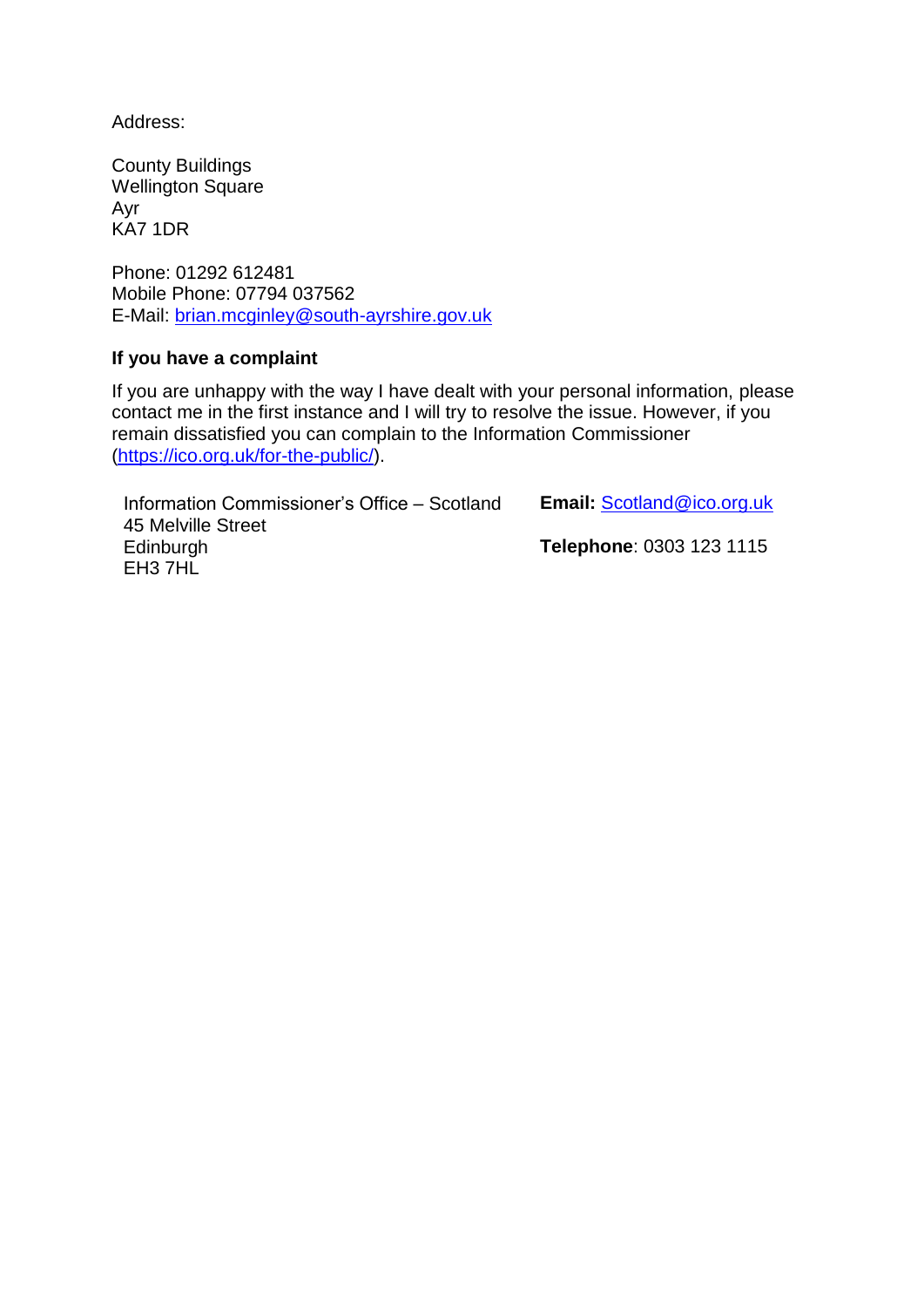Address:

County Buildings
Wellington Square
Ayr
KA7 1DR

Phone: 01292 612481
Mobile Phone: 07794 037562
E-Mail: brian.mcginley@south-ayrshire.gov.uk

**If you have a complaint**

If you are unhappy with the way I have dealt with your personal information, please contact me in the first instance and I will try to resolve the issue. However, if you remain dissatisfied you can complain to the Information Commissioner (https://ico.org.uk/for-the-public/).

Information Commissioner's Office – Scotland
45 Melville Street
Edinburgh
EH3 7HL

**Email:** Scotland@ico.org.uk

**Telephone**: 0303 123 1115